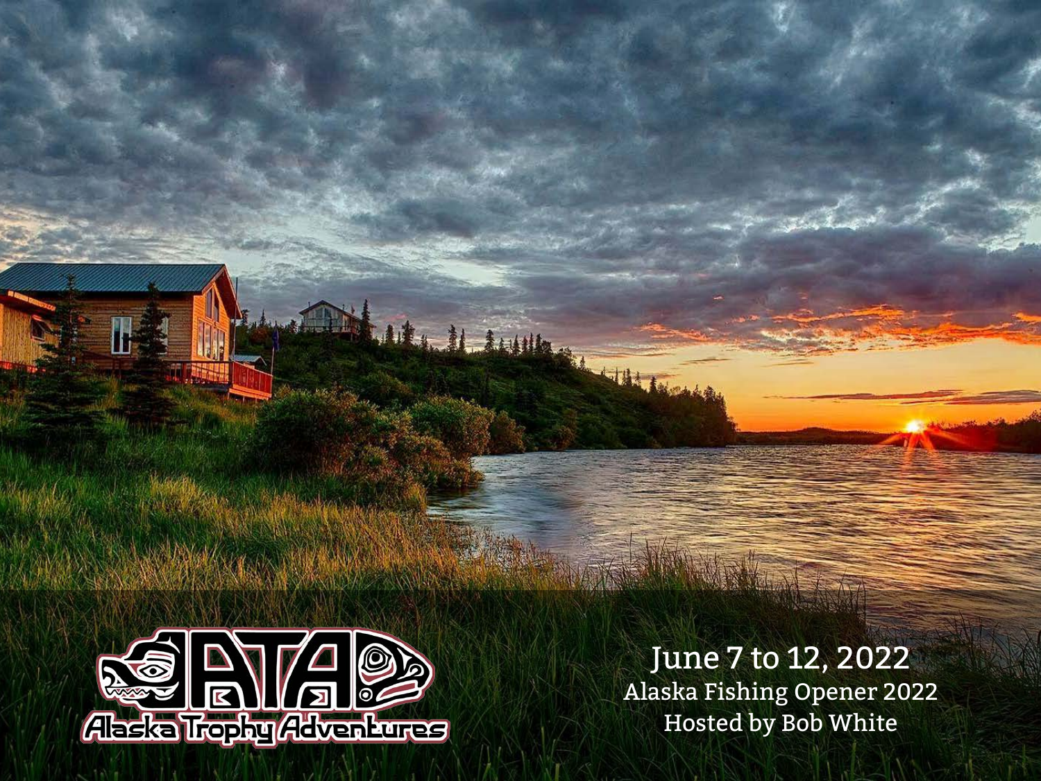Alaska Trophy Adventures

# June 7 to 12, 2022

Alaska Fishing Opener 2022

Hosted by Bob White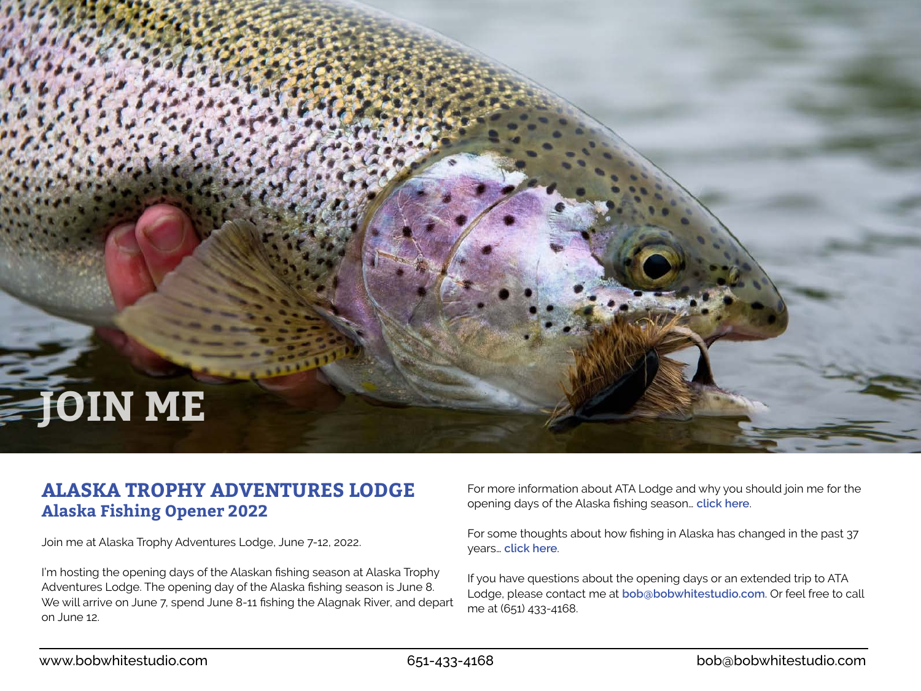# JOIN ME

## ALASKA TROPHY ADVENTURES LODGE
### Alaska Fishing Opener 2022

Join me at Alaska Trophy Adventures Lodge, June 7-12, 2022.

I'm hosting the opening days of the Alaskan fishing season at Alaska Trophy Adventures Lodge. The opening day of the Alaska fishing season is June 8. We will arrive on June 7, spend June 8-11 fishing the Alagnak River, and depart on June 12.

For more information about ATA Lodge and why you should join me for the opening days of the Alaska fishing season… **click here**.

For some thoughts about how fishing in Alaska has changed in the past 37 years… **click here**.

If you have questions about the opening days or an extended trip to ATA Lodge, please contact me at **bob@bobwhitestudio.com**. Or feel free to call me at (651) 433-4168.

www.bobwhitestudio.com 651-433-4168 bob@bobwhitestudio.com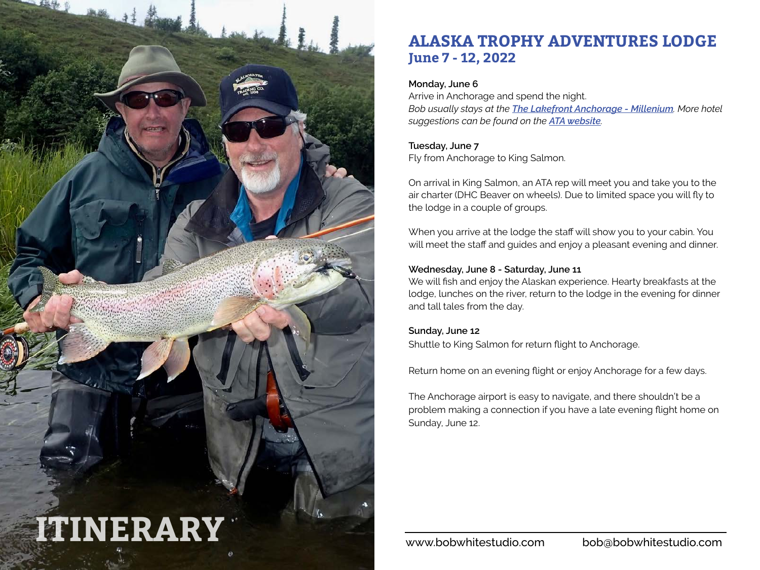# ITINERARY

## ALASKA TROPHY ADVENTURES LODGE
## June 7 - 12, 2022

**Monday, June 6**
Arrive in Anchorage and spend the night.
*Bob usually stays at the* ***The Lakefront Anchorage - Millenium****. More hotel suggestions can be found on the* ***ATA website****.*

**Tuesday, June 7**
Fly from Anchorage to King Salmon.

On arrival in King Salmon, an ATA rep will meet you and take you to the air charter (DHC Beaver on wheels). Due to limited space you will fly to the lodge in a couple of groups.

When you arrive at the lodge the staff will show you to your cabin. You will meet the staff and guides and enjoy a pleasant evening and dinner.

**Wednesday, June 8 - Saturday, June 11**
We will fish and enjoy the Alaskan experience. Hearty breakfasts at the lodge, lunches on the river, return to the lodge in the evening for dinner and tall tales from the day.

**Sunday, June 12**
Shuttle to King Salmon for return flight to Anchorage.

Return home on an evening flight or enjoy Anchorage for a few days.

The Anchorage airport is easy to navigate, and there shouldn't be a problem making a connection if you have a late evening flight home on Sunday, June 12.

www.bobwhitestudio.com bob@bobwhitestudio.com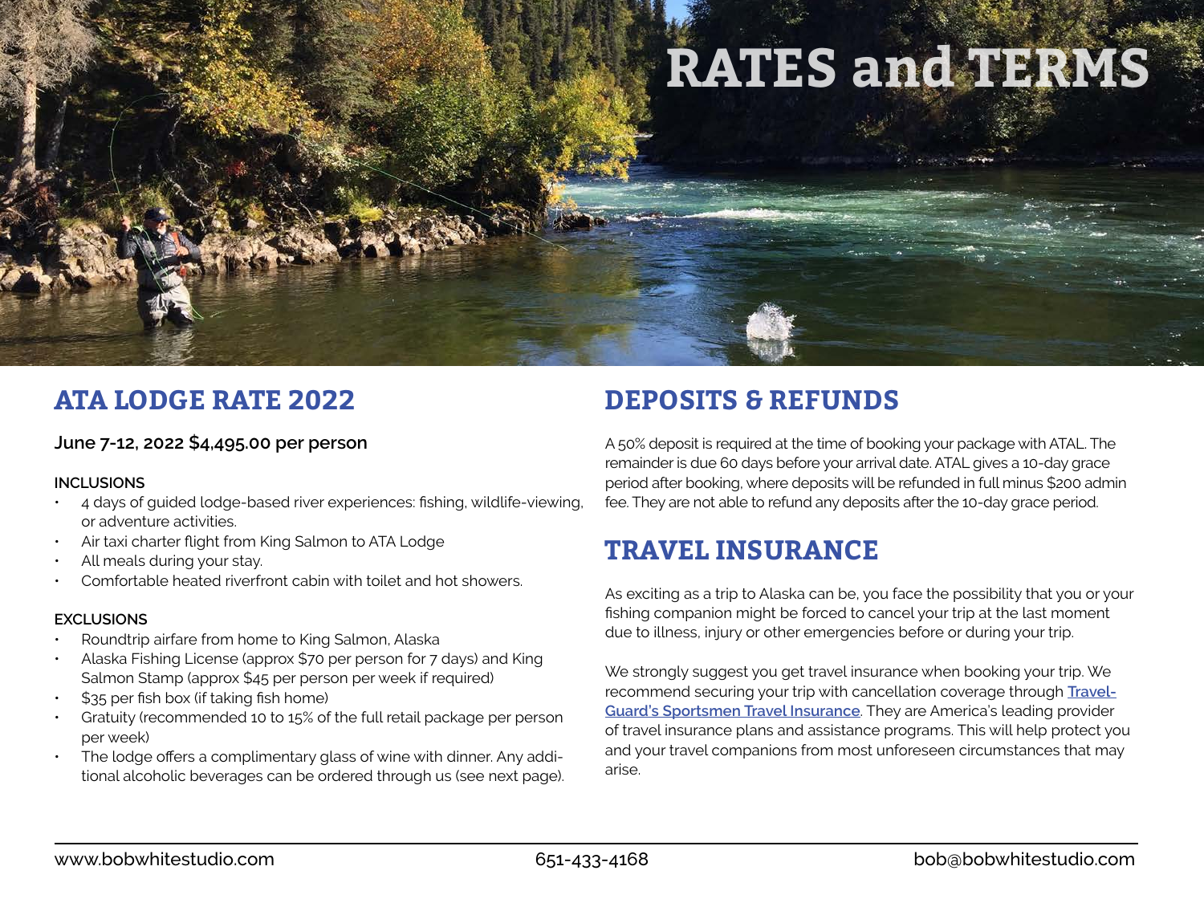# RATES and TERMS

## ATA LODGE RATE 2022

**June 7-12, 2022 $4,495.00 per person**

**INCLUSIONS**

- 4 days of guided lodge-based river experiences: fishing, wildlife-viewing, or adventure activities.
- Air taxi charter flight from King Salmon to ATA Lodge
- All meals during your stay.
- Comfortable heated riverfront cabin with toilet and hot showers.

**EXCLUSIONS**

- Roundtrip airfare from home to King Salmon, Alaska
- Alaska Fishing License (approx $70 per person for 7 days) and King Salmon Stamp (approx $45 per person per week if required)
- $35 per fish box (if taking fish home)
- Gratuity (recommended 10 to 15% of the full retail package per person per week)
- The lodge offers a complimentary glass of wine with dinner. Any additional alcoholic beverages can be ordered through us (see next page).

## DEPOSITS & REFUNDS

A 50% deposit is required at the time of booking your package with ATAL. The remainder is due 60 days before your arrival date. ATAL gives a 10-day grace period after booking, where deposits will be refunded in full minus $200 admin fee. They are not able to refund any deposits after the 10-day grace period.

## TRAVEL INSURANCE

As exciting as a trip to Alaska can be, you face the possibility that you or your fishing companion might be forced to cancel your trip at the last moment due to illness, injury or other emergencies before or during your trip.

We strongly suggest you get travel insurance when booking your trip. We recommend securing your trip with cancellation coverage through **Travel-Guard's Sportsmen Travel Insurance**. They are America's leading provider of travel insurance plans and assistance programs. This will help protect you and your travel companions from most unforeseen circumstances that may arise.

www.bobwhitestudio.com 651-433-4168 bob@bobwhitestudio.com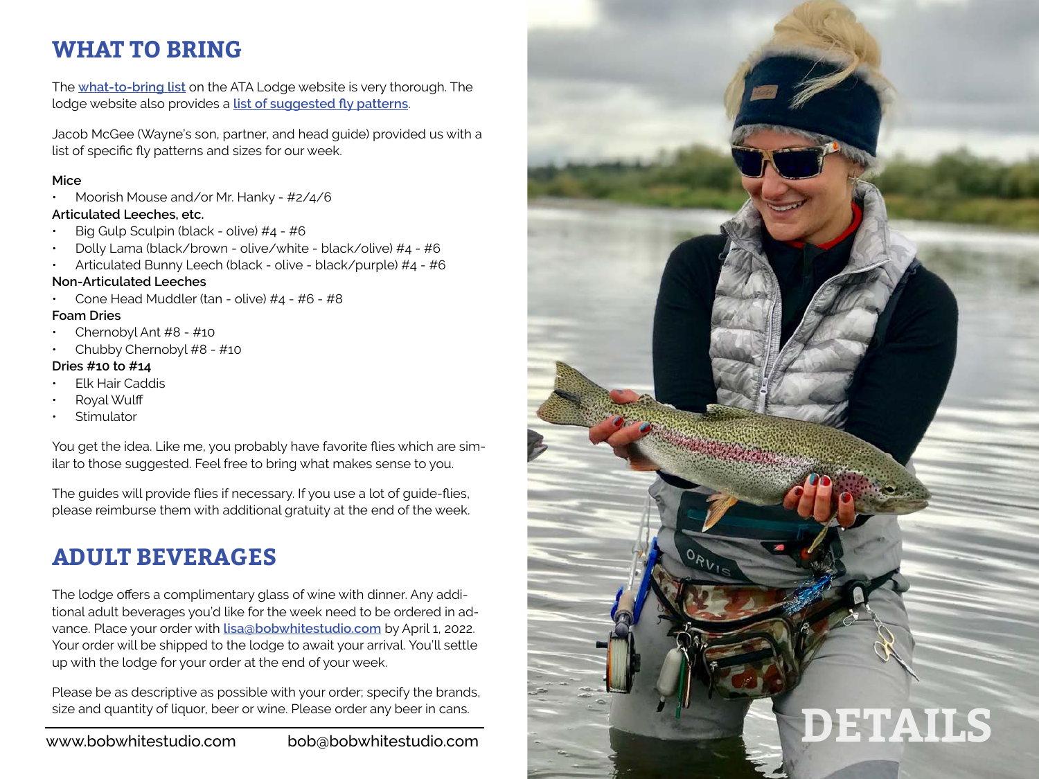## WHAT TO BRING

The [what-to-bring list]() on the ATA Lodge website is very thorough. The lodge website also provides a [list of suggested fly patterns]().

Jacob McGee (Wayne's son, partner, and head guide) provided us with a list of specific fly patterns and sizes for our week.

**Mice**

- Moorish Mouse and/or Mr. Hanky - #2/4/6

**Articulated Leeches, etc.**

- Big Gulp Sculpin (black - olive) #4 - #6
- Dolly Lama (black/brown - olive/white - black/olive) #4 - #6
- Articulated Bunny Leech (black - olive - black/purple) #4 - #6

**Non-Articulated Leeches**

- Cone Head Muddler (tan - olive) #4 - #6 - #8

**Foam Dries**

- Chernobyl Ant #8 - #10
- Chubby Chernobyl #8 - #10

**Dries #10 to #14**

- Elk Hair Caddis
- Royal Wulff
- Stimulator

You get the idea. Like me, you probably have favorite flies which are similar to those suggested. Feel free to bring what makes sense to you.

The guides will provide flies if necessary. If you use a lot of guide-flies, please reimburse them with additional gratuity at the end of the week.

## ADULT BEVERAGES

The lodge offers a complimentary glass of wine with dinner. Any additional adult beverages you'd like for the week need to be ordered in advance. Place your order with [lisa@bobwhitestudio.com]() by April 1, 2022. Your order will be shipped to the lodge to await your arrival. You'll settle up with the lodge for your order at the end of your week.

Please be as descriptive as possible with your order; specify the brands, size and quantity of liquor, beer or wine. Please order any beer in cans.

www.bobwhitestudio.com bob@bobwhitestudio.com

DETAILS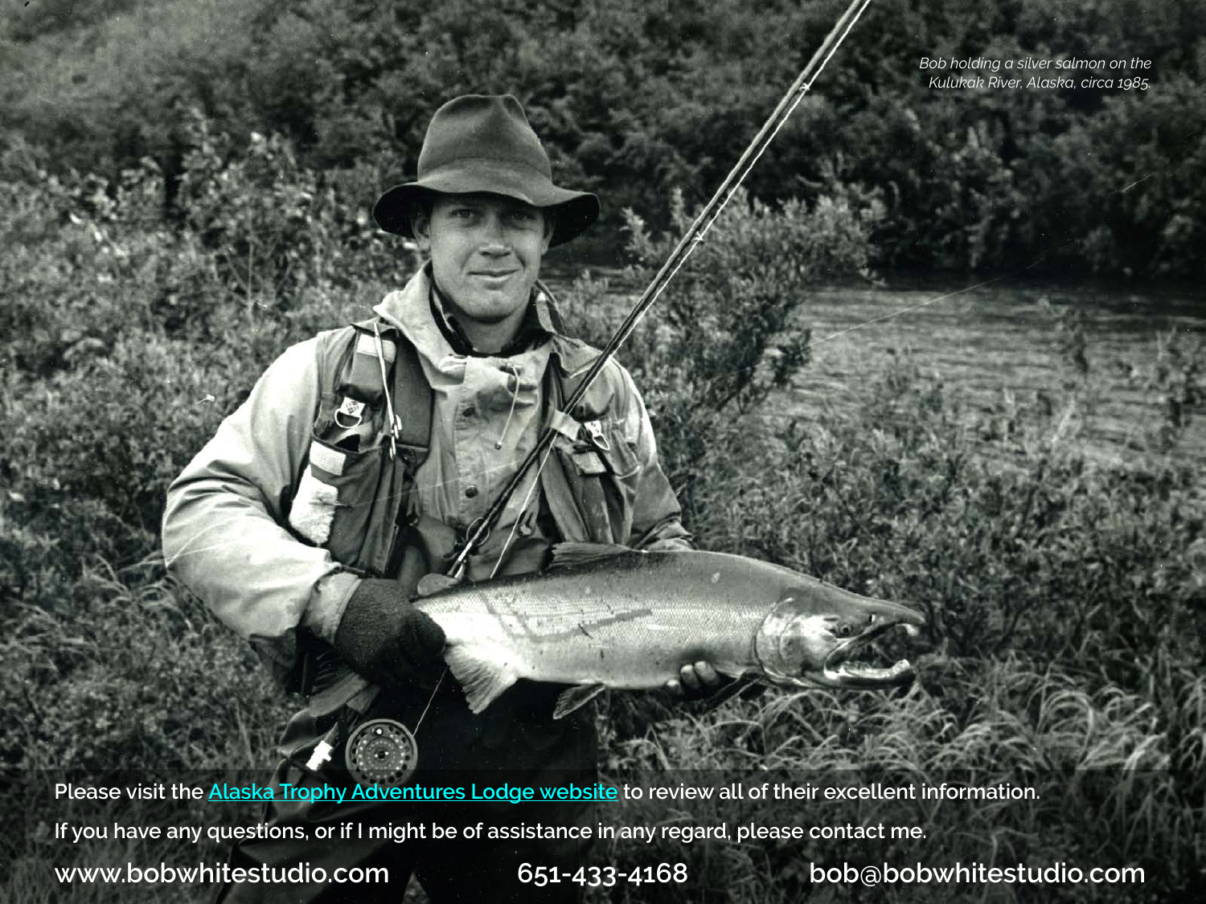*Bob holding a silver salmon on the Kulukak River, Alaska, circa 1985.*

Please visit the Alaska Trophy Adventures Lodge website to review all of their excellent information.

If you have any questions, or if I might be of assistance in any regard, please contact me.

www.bobwhitestudio.com 651-433-4168 bob@bobwhitestudio.com